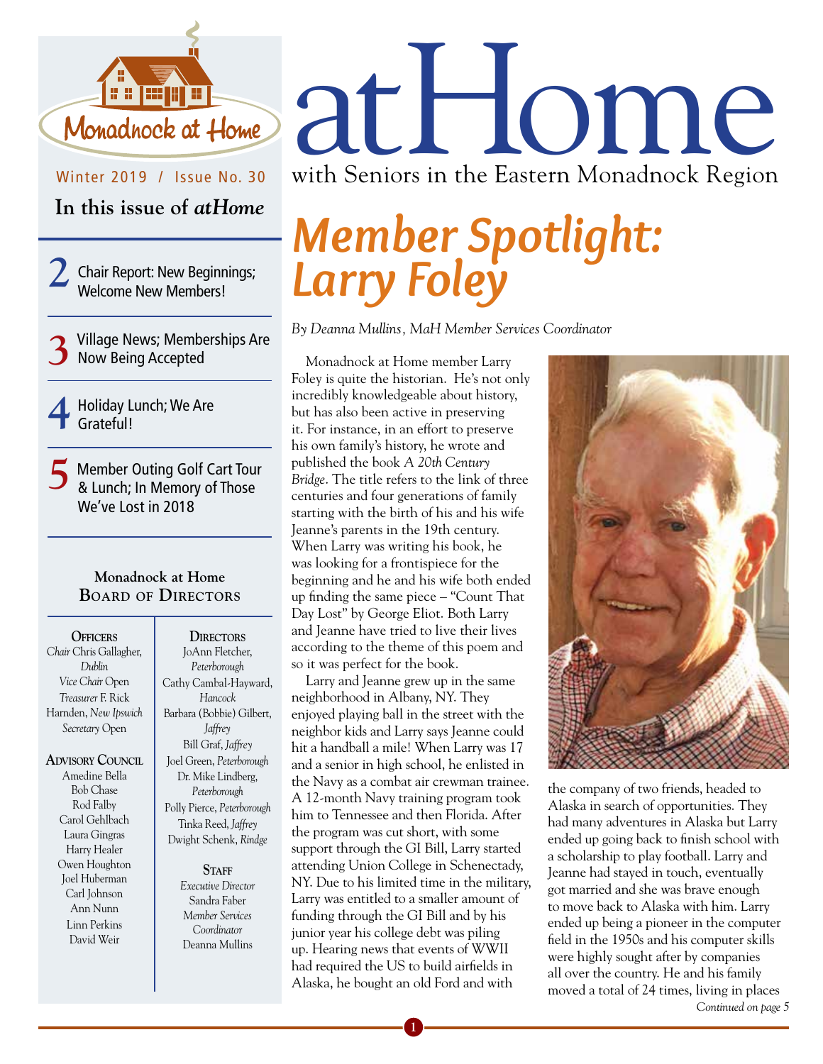Monadnock at Home

Winter 2019 / Issue No. 30

# atHome

with Seniors in the Eastern Monadnock Region

## In this issue of *atHome*

**2** Chair Report: New Beginnings; Welcome New Members!

**3** Village News; Memberships Are Now Being Accepted

**4** Holiday Lunch; We Are Grateful!

**5** Member Outing Golf Cart Tour & Lunch; In Memory of Those We've Lost in 2018

### Monadnock at Home Board of Directors

**Officers**

*Chair* Chris Gallagher, *Dublin*
*Vice Chair* Open
*Treasurer* F. Rick Harnden, *New Ipswich*
*Secretary* Open

**Advisory Council**

Amedine Bella
Bob Chase
Rod Falby
Carol Gehlbach
Laura Gingras
Harry Healer
Owen Houghton
Joel Huberman
Carl Johnson
Ann Nunn
Linn Perkins
David Weir

**Directors**

JoAnn Fletcher, *Peterborough*
Cathy Cambal-Hayward, *Hancock*
Barbara (Bobbie) Gilbert, *Jaffrey*
Bill Graf, *Jaffrey*
Joel Green, *Peterborough*
Dr. Mike Lindberg, *Peterborough*
Polly Pierce, *Peterborough*
Tinka Reed, *Jaffrey*
Dwight Schenk, *Rindge*

**Staff**

*Executive Director*
Sandra Faber
*Member Services Coordinator*
Deanna Mullins

# *Member Spotlight: Larry Foley*

*By Deanna Mullins, MaH Member Services Coordinator*

Monadnock at Home member Larry Foley is quite the historian. He's not only incredibly knowledgeable about history, but has also been active in preserving it. For instance, in an effort to preserve his own family's history, he wrote and published the book *A 20th Century Bridge*. The title refers to the link of three centuries and four generations of family starting with the birth of his and his wife Jeanne's parents in the 19th century. When Larry was writing his book, he was looking for a frontispiece for the beginning and he and his wife both ended up finding the same piece – "Count That Day Lost" by George Eliot. Both Larry and Jeanne have tried to live their lives according to the theme of this poem and so it was perfect for the book.

Larry and Jeanne grew up in the same neighborhood in Albany, NY. They enjoyed playing ball in the street with the neighbor kids and Larry says Jeanne could hit a handball a mile! When Larry was 17 and a senior in high school, he enlisted in the Navy as a combat air crewman trainee. A 12-month Navy training program took him to Tennessee and then Florida. After the program was cut short, with some support through the GI Bill, Larry started attending Union College in Schenectady, NY. Due to his limited time in the military, Larry was entitled to a smaller amount of funding through the GI Bill and by his junior year his college debt was piling up. Hearing news that events of WWII had required the US to build airfields in Alaska, he bought an old Ford and with the company of two friends, headed to Alaska in search of opportunities. They had many adventures in Alaska but Larry ended up going back to finish school with a scholarship to play football. Larry and Jeanne had stayed in touch, eventually got married and she was brave enough to move back to Alaska with him. Larry ended up being a pioneer in the computer field in the 1950s and his computer skills were highly sought after by companies all over the country. He and his family moved a total of 24 times, living in places

*Continued on page 5*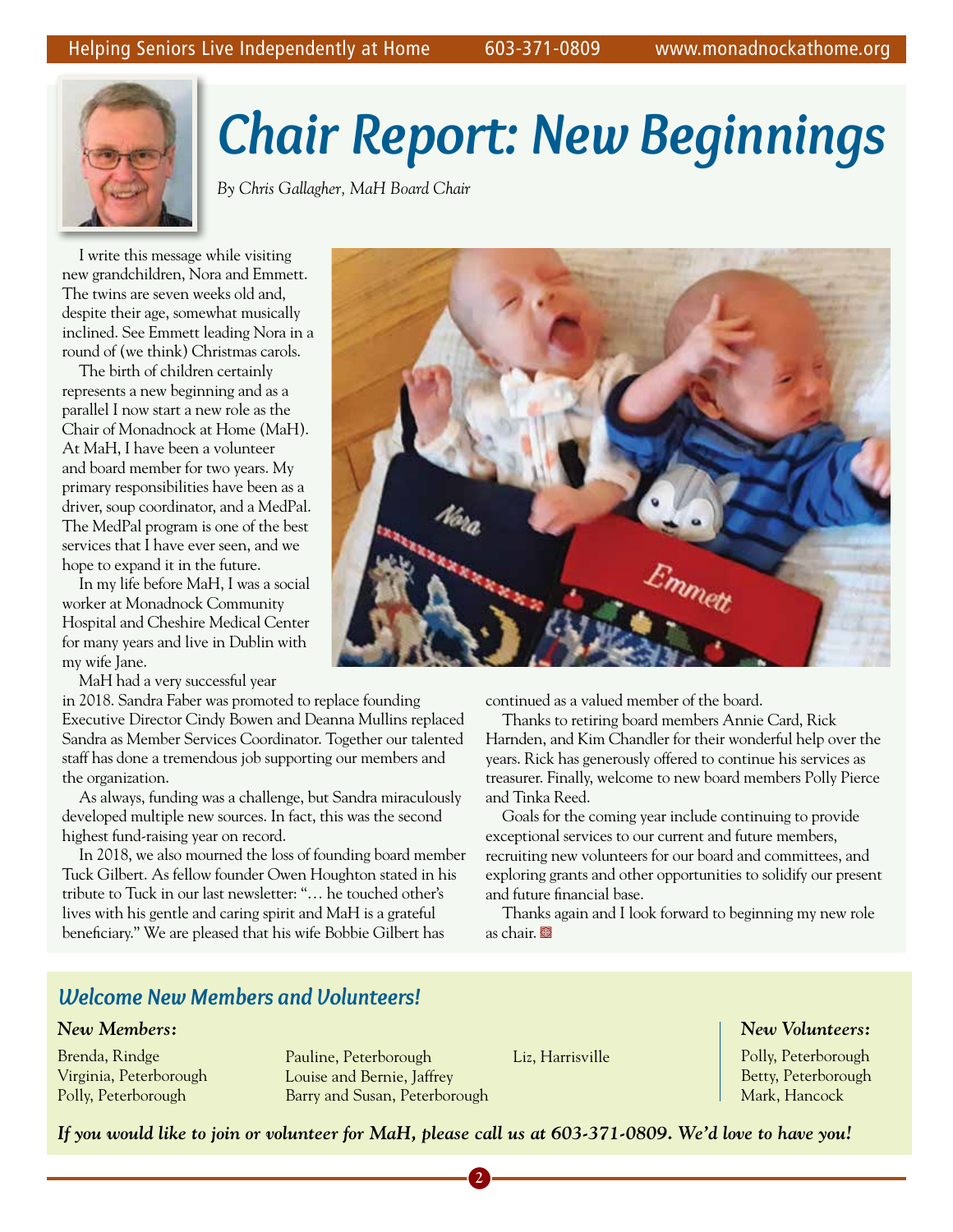# Chair Report: New Beginnings

*By Chris Gallagher, MaH Board Chair*

I write this message while visiting new grandchildren, Nora and Emmett. The twins are seven weeks old and, despite their age, somewhat musically inclined. See Emmett leading Nora in a round of (we think) Christmas carols.

The birth of children certainly represents a new beginning and as a parallel I now start a new role as the Chair of Monadnock at Home (MaH). At MaH, I have been a volunteer and board member for two years. My primary responsibilities have been as a driver, soup coordinator, and a MedPal. The MedPal program is one of the best services that I have ever seen, and we hope to expand it in the future.

In my life before MaH, I was a social worker at Monadnock Community Hospital and Cheshire Medical Center for many years and live in Dublin with my wife Jane.

MaH had a very successful year in 2018. Sandra Faber was promoted to replace founding Executive Director Cindy Bowen and Deanna Mullins replaced Sandra as Member Services Coordinator. Together our talented staff has done a tremendous job supporting our members and the organization.

As always, funding was a challenge, but Sandra miraculously developed multiple new sources. In fact, this was the second highest fund-raising year on record.

In 2018, we also mourned the loss of founding board member Tuck Gilbert. As fellow founder Owen Houghton stated in his tribute to Tuck in our last newsletter: "… he touched other's lives with his gentle and caring spirit and MaH is a grateful beneficiary." We are pleased that his wife Bobbie Gilbert has continued as a valued member of the board.

Thanks to retiring board members Annie Card, Rick Harnden, and Kim Chandler for their wonderful help over the years. Rick has generously offered to continue his services as treasurer. Finally, welcome to new board members Polly Pierce and Tinka Reed.

Goals for the coming year include continuing to provide exceptional services to our current and future members, recruiting new volunteers for our board and committees, and exploring grants and other opportunities to solidify our present and future financial base.

Thanks again and I look forward to beginning my new role as chair.

## *Welcome New Members and Volunteers!*

***New Members:***

Brenda, Rindge
Virginia, Peterborough
Polly, Peterborough
Pauline, Peterborough
Louise and Bernie, Jaffrey
Barry and Susan, Peterborough
Liz, Harrisville

***New Volunteers:***

Polly, Peterborough
Betty, Peterborough
Mark, Hancock

***If you would like to join or volunteer for MaH, please call us at 603-371-0809. We'd love to have you!***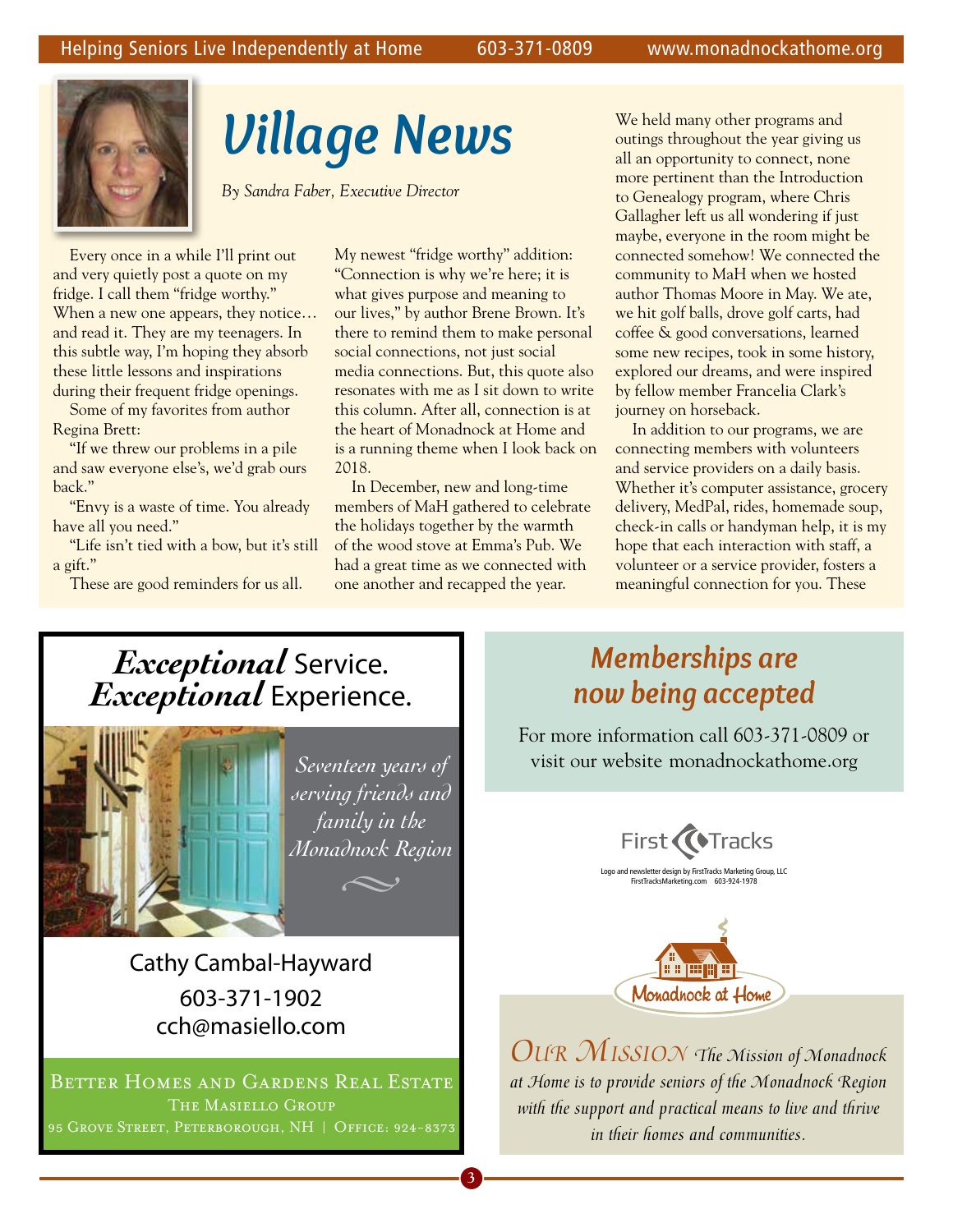# Village News

*By Sandra Faber, Executive Director*

Every once in a while I'll print out and very quietly post a quote on my fridge. I call them "fridge worthy." When a new one appears, they notice… and read it. They are my teenagers. In this subtle way, I'm hoping they absorb these little lessons and inspirations during their frequent fridge openings.

Some of my favorites from author Regina Brett:

"If we threw our problems in a pile and saw everyone else's, we'd grab ours back."

"Envy is a waste of time. You already have all you need."

"Life isn't tied with a bow, but it's still a gift."

These are good reminders for us all.

My newest "fridge worthy" addition: "Connection is why we're here; it is what gives purpose and meaning to our lives," by author Brene Brown. It's there to remind them to make personal social connections, not just social media connections. But, this quote also resonates with me as I sit down to write this column. After all, connection is at the heart of Monadnock at Home and is a running theme when I look back on 2018.

In December, new and long-time members of MaH gathered to celebrate the holidays together by the warmth of the wood stove at Emma's Pub. We had a great time as we connected with one another and recapped the year.

We held many other programs and outings throughout the year giving us all an opportunity to connect, none more pertinent than the Introduction to Genealogy program, where Chris Gallagher left us all wondering if just maybe, everyone in the room might be connected somehow! We connected the community to MaH when we hosted author Thomas Moore in May. We ate, we hit golf balls, drove golf carts, had coffee & good conversations, learned some new recipes, took in some history, explored our dreams, and were inspired by fellow member Francelia Clark's journey on horseback.

In addition to our programs, we are connecting members with volunteers and service providers on a daily basis. Whether it's computer assistance, grocery delivery, MedPal, rides, homemade soup, check-in calls or handyman help, it is my hope that each interaction with staff, a volunteer or a service provider, fosters a meaningful connection for you. These

---

***Exceptional*** **Service.**
***Exceptional*** **Experience.**

*Seventeen years of serving friends and family in the Monadnock Region*

Cathy Cambal-Hayward
603-371-1902
cch@masiello.com

BETTER HOMES AND GARDENS REAL ESTATE
THE MASIELLO GROUP
95 GROVE STREET, PETERBOROUGH, NH | OFFICE: 924-8373

---

## Memberships are now being accepted

For more information call 603-371-0809 or visit our website monadnockathome.org

First Tracks

Logo and newsletter design by FirstTracks Marketing Group, LLC
FirstTracksMarketing.com 603-924-1978

Monadnock at Home

*OUR MISSION The Mission of Monadnock at Home is to provide seniors of the Monadnock Region with the support and practical means to live and thrive in their homes and communities.*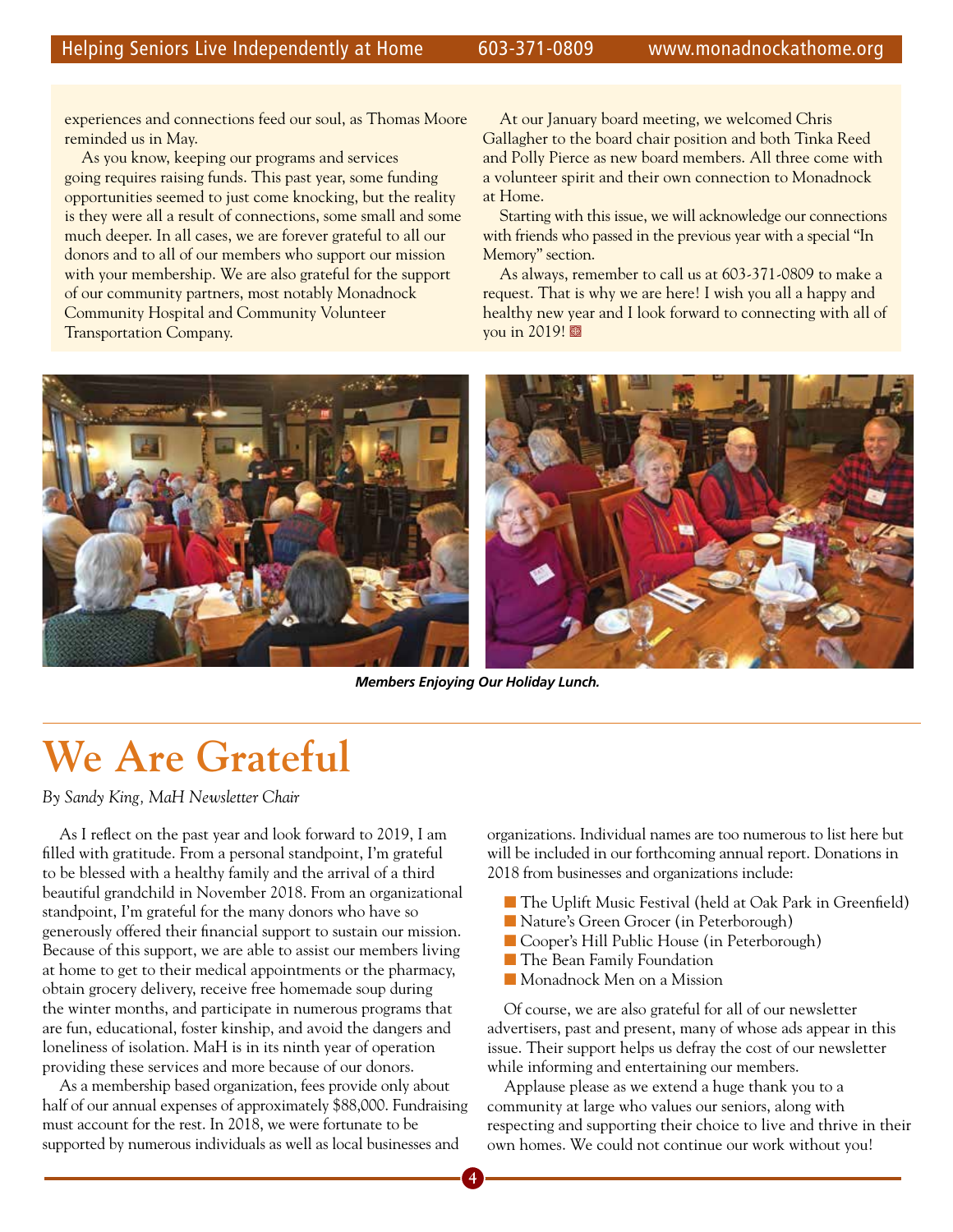experiences and connections feed our soul, as Thomas Moore reminded us in May.

As you know, keeping our programs and services going requires raising funds. This past year, some funding opportunities seemed to just come knocking, but the reality is they were all a result of connections, some small and some much deeper. In all cases, we are forever grateful to all our donors and to all of our members who support our mission with your membership. We are also grateful for the support of our community partners, most notably Monadnock Community Hospital and Community Volunteer Transportation Company.

At our January board meeting, we welcomed Chris Gallagher to the board chair position and both Tinka Reed and Polly Pierce as new board members. All three come with a volunteer spirit and their own connection to Monadnock at Home.

Starting with this issue, we will acknowledge our connections with friends who passed in the previous year with a special "In Memory" section.

As always, remember to call us at 603-371-0809 to make a request. That is why we are here! I wish you all a happy and healthy new year and I look forward to connecting with all of you in 2019!

***Members Enjoying Our Holiday Lunch.***

# We Are Grateful

*By Sandy King, MaH Newsletter Chair*

As I reflect on the past year and look forward to 2019, I am filled with gratitude. From a personal standpoint, I'm grateful to be blessed with a healthy family and the arrival of a third beautiful grandchild in November 2018. From an organizational standpoint, I'm grateful for the many donors who have so generously offered their financial support to sustain our mission. Because of this support, we are able to assist our members living at home to get to their medical appointments or the pharmacy, obtain grocery delivery, receive free homemade soup during the winter months, and participate in numerous programs that are fun, educational, foster kinship, and avoid the dangers and loneliness of isolation. MaH is in its ninth year of operation providing these services and more because of our donors.

As a membership based organization, fees provide only about half of our annual expenses of approximately $88,000. Fundraising must account for the rest. In 2018, we were fortunate to be supported by numerous individuals as well as local businesses and organizations. Individual names are too numerous to list here but will be included in our forthcoming annual report. Donations in 2018 from businesses and organizations include:

- The Uplift Music Festival (held at Oak Park in Greenfield)
- Nature's Green Grocer (in Peterborough)
- Cooper's Hill Public House (in Peterborough)
- The Bean Family Foundation
- Monadnock Men on a Mission

Of course, we are also grateful for all of our newsletter advertisers, past and present, many of whose ads appear in this issue. Their support helps us defray the cost of our newsletter while informing and entertaining our members.

Applause please as we extend a huge thank you to a community at large who values our seniors, along with respecting and supporting their choice to live and thrive in their own homes. We could not continue our work without you!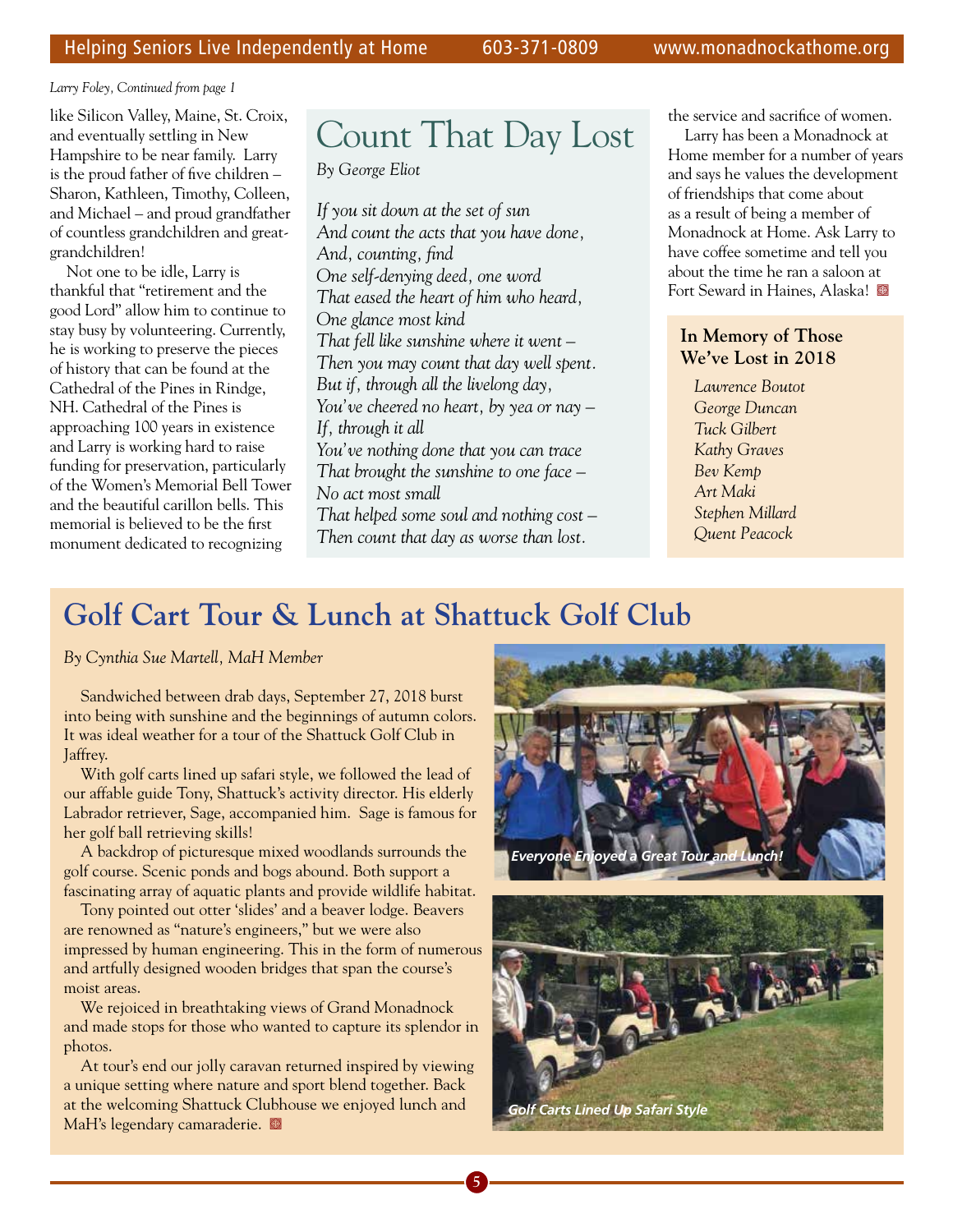*Larry Foley, Continued from page 1*

like Silicon Valley, Maine, St. Croix, and eventually settling in New Hampshire to be near family. Larry is the proud father of five children – Sharon, Kathleen, Timothy, Colleen, and Michael – and proud grandfather of countless grandchildren and great-grandchildren!

Not one to be idle, Larry is thankful that "retirement and the good Lord" allow him to continue to stay busy by volunteering. Currently, he is working to preserve the pieces of history that can be found at the Cathedral of the Pines in Rindge, NH. Cathedral of the Pines is approaching 100 years in existence and Larry is working hard to raise funding for preservation, particularly of the Women's Memorial Bell Tower and the beautiful carillon bells. This memorial is believed to be the first monument dedicated to recognizing the service and sacrifice of women.

Larry has been a Monadnock at Home member for a number of years and says he values the development of friendships that come about as a result of being a member of Monadnock at Home. Ask Larry to have coffee sometime and tell you about the time he ran a saloon at Fort Seward in Haines, Alaska!

## Count That Day Lost

*By George Eliot*

*If you sit down at the set of sun*
*And count the acts that you have done,*
*And, counting, find*
*One self-denying deed, one word*
*That eased the heart of him who heard,*
*One glance most kind*
*That fell like sunshine where it went –*
*Then you may count that day well spent.*
*But if, through all the livelong day,*
*You've cheered no heart, by yea or nay –*
*If, through it all*
*You've nothing done that you can trace*
*That brought the sunshine to one face –*
*No act most small*
*That helped some soul and nothing cost –*
*Then count that day as worse than lost.*

### In Memory of Those We've Lost in 2018

*Lawrence Boutot*
*George Duncan*
*Tuck Gilbert*
*Kathy Graves*
*Bev Kemp*
*Art Maki*
*Stephen Millard*
*Quent Peacock*

## Golf Cart Tour & Lunch at Shattuck Golf Club

*By Cynthia Sue Martell, MaH Member*

Sandwiched between drab days, September 27, 2018 burst into being with sunshine and the beginnings of autumn colors. It was ideal weather for a tour of the Shattuck Golf Club in Jaffrey.

With golf carts lined up safari style, we followed the lead of our affable guide Tony, Shattuck's activity director. His elderly Labrador retriever, Sage, accompanied him. Sage is famous for her golf ball retrieving skills!

A backdrop of picturesque mixed woodlands surrounds the golf course. Scenic ponds and bogs abound. Both support a fascinating array of aquatic plants and provide wildlife habitat.

Tony pointed out otter 'slides' and a beaver lodge. Beavers are renowned as "nature's engineers," but we were also impressed by human engineering. This in the form of numerous and artfully designed wooden bridges that span the course's moist areas.

We rejoiced in breathtaking views of Grand Monadnock and made stops for those who wanted to capture its splendor in photos.

At tour's end our jolly caravan returned inspired by viewing a unique setting where nature and sport blend together. Back at the welcoming Shattuck Clubhouse we enjoyed lunch and MaH's legendary camaraderie.

*Everyone Enjoyed a Great Tour and Lunch!*

*Golf Carts Lined Up Safari Style*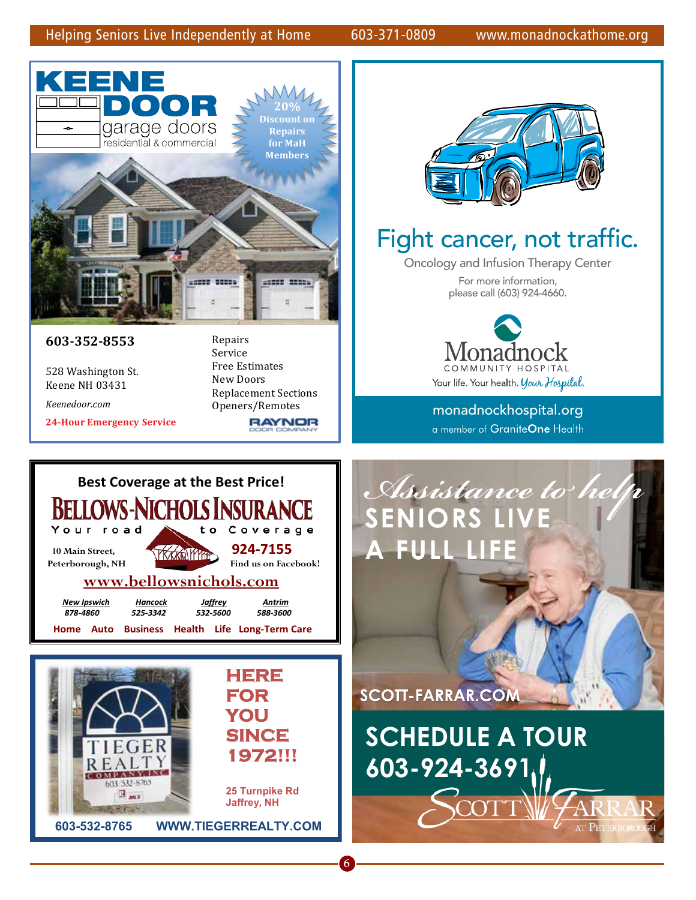## KEENE DOOR

garage doors
residential & commercial

20% Discount on Repairs for MaH Members

**603-352-8553**

528 Washington St.
Keene NH 03431

*Keenedoor.com*

**24-Hour Emergency Service**

- Repairs
- Service
- Free Estimates
- New Doors
- Replacement Sections
- Openers/Remotes

RAYNOR DOOR COMPANY

## Fight cancer, not traffic.

Oncology and Infusion Therapy Center

For more information, please call (603) 924-4660.

Monadnock COMMUNITY HOSPITAL
Your life. Your health. *Your Hospital.*

monadnockhospital.org
a member of **GraniteOne** Health

**Best Coverage at the Best Price!**

## BELLOWS-NICHOLS INSURANCE

Your road to Coverage

**10 Main Street, Peterborough, NH**

**924-7155**
**Find us on Facebook!**

**www.bellowsnichols.com**

| New Ipswich | Hancock | Jaffrey | Antrim |
|---|---|---|---|
| 878-4860 | 525-3342 | 532-5600 | 588-3600 |

**Home Auto Business Health Life Long-Term Care**

TIEGER REALTY COMPANY, INC

## HERE FOR YOU SINCE 1972!!!

**25 Turnpike Rd**
**Jaffrey, NH**

**603-532-8765** **WWW.TIEGERREALTY.COM**

*Assistance to help*
## SENIORS LIVE A FULL LIFE

**SCOTT-FARRAR.COM**

## SCHEDULE A TOUR 603-924-3691

SCOTT FARRAR AT PETERBOROUGH